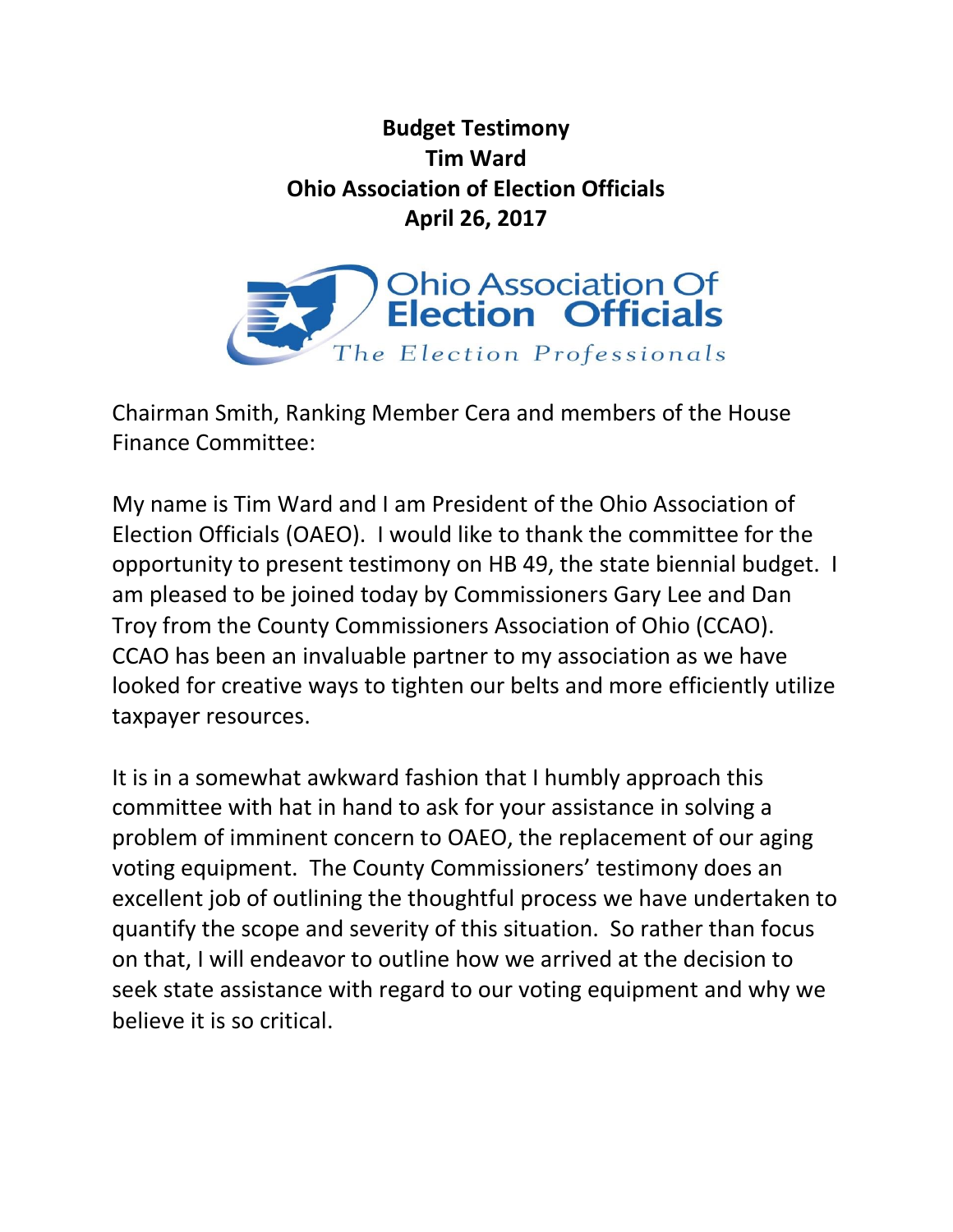**Budget Testimony**
**Tim Ward**
**Ohio Association of Election Officials**
**April 26, 2017**

Chairman Smith, Ranking Member Cera and members of the House Finance Committee:

My name is Tim Ward and I am President of the Ohio Association of Election Officials (OAEO). I would like to thank the committee for the opportunity to present testimony on HB 49, the state biennial budget. I am pleased to be joined today by Commissioners Gary Lee and Dan Troy from the County Commissioners Association of Ohio (CCAO). CCAO has been an invaluable partner to my association as we have looked for creative ways to tighten our belts and more efficiently utilize taxpayer resources.

It is in a somewhat awkward fashion that I humbly approach this committee with hat in hand to ask for your assistance in solving a problem of imminent concern to OAEO, the replacement of our aging voting equipment. The County Commissioners' testimony does an excellent job of outlining the thoughtful process we have undertaken to quantify the scope and severity of this situation. So rather than focus on that, I will endeavor to outline how we arrived at the decision to seek state assistance with regard to our voting equipment and why we believe it is so critical.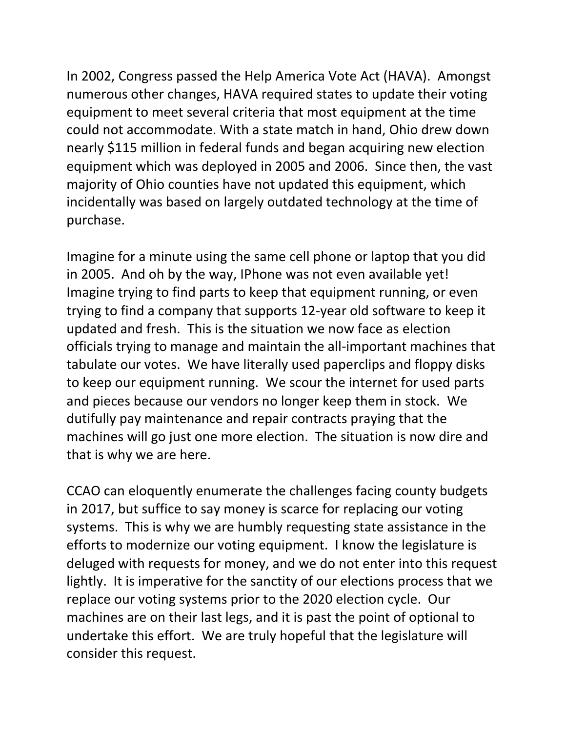In 2002, Congress passed the Help America Vote Act (HAVA). Amongst numerous other changes, HAVA required states to update their voting equipment to meet several criteria that most equipment at the time could not accommodate. With a state match in hand, Ohio drew down nearly $115 million in federal funds and began acquiring new election equipment which was deployed in 2005 and 2006. Since then, the vast majority of Ohio counties have not updated this equipment, which incidentally was based on largely outdated technology at the time of purchase.

Imagine for a minute using the same cell phone or laptop that you did in 2005. And oh by the way, IPhone was not even available yet! Imagine trying to find parts to keep that equipment running, or even trying to find a company that supports 12-year old software to keep it updated and fresh. This is the situation we now face as election officials trying to manage and maintain the all-important machines that tabulate our votes. We have literally used paperclips and floppy disks to keep our equipment running. We scour the internet for used parts and pieces because our vendors no longer keep them in stock. We dutifully pay maintenance and repair contracts praying that the machines will go just one more election. The situation is now dire and that is why we are here.

CCAO can eloquently enumerate the challenges facing county budgets in 2017, but suffice to say money is scarce for replacing our voting systems. This is why we are humbly requesting state assistance in the efforts to modernize our voting equipment. I know the legislature is deluged with requests for money, and we do not enter into this request lightly. It is imperative for the sanctity of our elections process that we replace our voting systems prior to the 2020 election cycle. Our machines are on their last legs, and it is past the point of optional to undertake this effort. We are truly hopeful that the legislature will consider this request.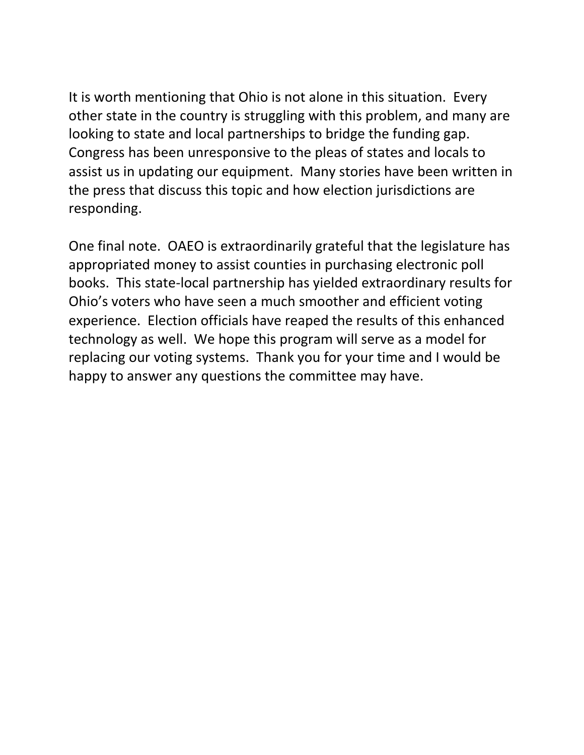It is worth mentioning that Ohio is not alone in this situation. Every other state in the country is struggling with this problem, and many are looking to state and local partnerships to bridge the funding gap. Congress has been unresponsive to the pleas of states and locals to assist us in updating our equipment. Many stories have been written in the press that discuss this topic and how election jurisdictions are responding.

One final note. OAEO is extraordinarily grateful that the legislature has appropriated money to assist counties in purchasing electronic poll books. This state-local partnership has yielded extraordinary results for Ohio's voters who have seen a much smoother and efficient voting experience. Election officials have reaped the results of this enhanced technology as well. We hope this program will serve as a model for replacing our voting systems. Thank you for your time and I would be happy to answer any questions the committee may have.